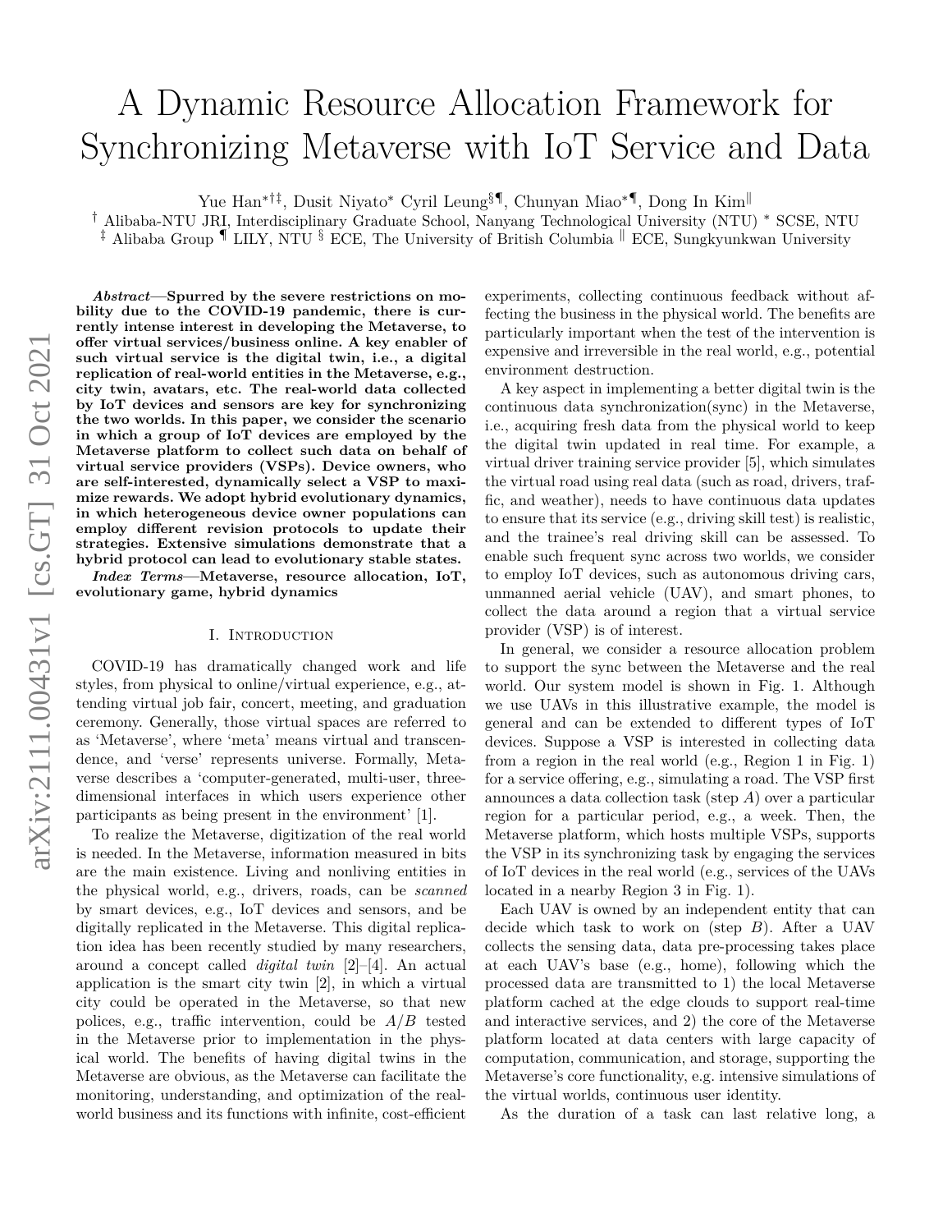# A Dynamic Resource Allocation Framework for Synchronizing Metaverse with IoT Service and Data

Yue Han*†‡, Dusit Niyato* Cyril Leung§¶, Chunyan Miao*¶, Dong In Kim‖

† Alibaba-NTU JRI, Interdisciplinary Graduate School, Nanyang Technological University (NTU) * SCSE, NTU
‡ Alibaba Group ¶ LILY, NTU § ECE, The University of British Columbia ‖ ECE, Sungkyunkwan University

***Abstract*—Spurred by the severe restrictions on mobility due to the COVID-19 pandemic, there is currently intense interest in developing the Metaverse, to offer virtual services/business online. A key enabler of such virtual service is the digital twin, i.e., a digital replication of real-world entities in the Metaverse, e.g., city twin, avatars, etc. The real-world data collected by IoT devices and sensors are key for synchronizing the two worlds. In this paper, we consider the scenario in which a group of IoT devices are employed by the Metaverse platform to collect such data on behalf of virtual service providers (VSPs). Device owners, who are self-interested, dynamically select a VSP to maximize rewards. We adopt hybrid evolutionary dynamics, in which heterogeneous device owner populations can employ different revision protocols to update their strategies. Extensive simulations demonstrate that a hybrid protocol can lead to evolutionary stable states.**

***Index Terms*—Metaverse, resource allocation, IoT, evolutionary game, hybrid dynamics**

## I. Introduction

COVID-19 has dramatically changed work and life styles, from physical to online/virtual experience, e.g., attending virtual job fair, concert, meeting, and graduation ceremony. Generally, those virtual spaces are referred to as 'Metaverse', where 'meta' means virtual and transcendence, and 'verse' represents universe. Formally, Metaverse describes a 'computer-generated, multi-user, three-dimensional interfaces in which users experience other participants as being present in the environment' [1].

To realize the Metaverse, digitization of the real world is needed. In the Metaverse, information measured in bits are the main existence. Living and nonliving entities in the physical world, e.g., drivers, roads, can be *scanned* by smart devices, e.g., IoT devices and sensors, and be digitally replicated in the Metaverse. This digital replication idea has been recently studied by many researchers, around a concept called *digital twin* [2]–[4]. An actual application is the smart city twin [2], in which a virtual city could be operated in the Metaverse, so that new polices, e.g., traffic intervention, could be $A/B$ tested in the Metaverse prior to implementation in the physical world. The benefits of having digital twins in the Metaverse are obvious, as the Metaverse can facilitate the monitoring, understanding, and optimization of the real-world business and its functions with infinite, cost-efficient experiments, collecting continuous feedback without affecting the business in the physical world. The benefits are particularly important when the test of the intervention is expensive and irreversible in the real world, e.g., potential environment destruction.

A key aspect in implementing a better digital twin is the continuous data synchronization(sync) in the Metaverse, i.e., acquiring fresh data from the physical world to keep the digital twin updated in real time. For example, a virtual driver training service provider [5], which simulates the virtual road using real data (such as road, drivers, traffic, and weather), needs to have continuous data updates to ensure that its service (e.g., driving skill test) is realistic, and the trainee's real driving skill can be assessed. To enable such frequent sync across two worlds, we consider to employ IoT devices, such as autonomous driving cars, unmanned aerial vehicle (UAV), and smart phones, to collect the data around a region that a virtual service provider (VSP) is of interest.

In general, we consider a resource allocation problem to support the sync between the Metaverse and the real world. Our system model is shown in Fig. 1. Although we use UAVs in this illustrative example, the model is general and can be extended to different types of IoT devices. Suppose a VSP is interested in collecting data from a region in the real world (e.g., Region 1 in Fig. 1) for a service offering, e.g., simulating a road. The VSP first announces a data collection task (step $A$) over a particular region for a particular period, e.g., a week. Then, the Metaverse platform, which hosts multiple VSPs, supports the VSP in its synchronizing task by engaging the services of IoT devices in the real world (e.g., services of the UAVs located in a nearby Region 3 in Fig. 1).

Each UAV is owned by an independent entity that can decide which task to work on (step $B$). After a UAV collects the sensing data, data pre-processing takes place at each UAV's base (e.g., home), following which the processed data are transmitted to 1) the local Metaverse platform cached at the edge clouds to support real-time and interactive services, and 2) the core of the Metaverse platform located at data centers with large capacity of computation, communication, and storage, supporting the Metaverse's core functionality, e.g. intensive simulations of the virtual worlds, continuous user identity.

As the duration of a task can last relative long, a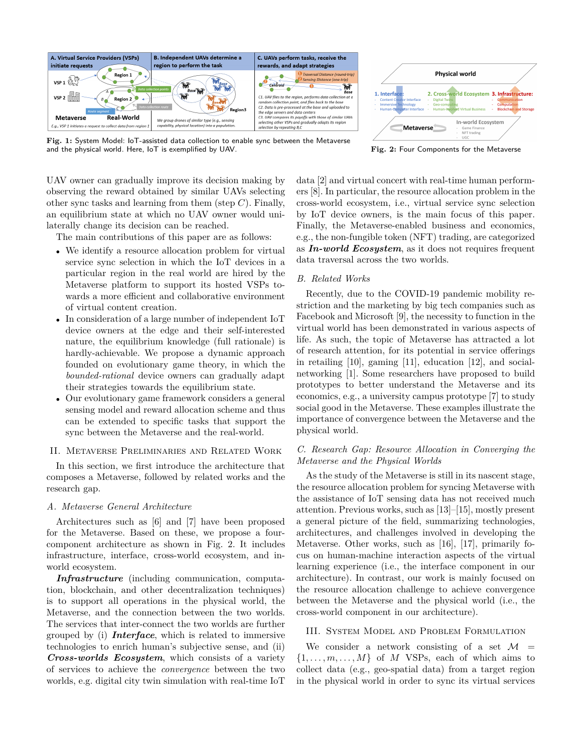Fig. 1: System Model: IoT-assisted data collection to enable sync between the Metaverse and the physical world. Here, IoT is exemplified by UAV.

Fig. 2: Four Components for the Metaverse

UAV owner can gradually improve its decision making by observing the reward obtained by similar UAVs selecting other sync tasks and learning from them (step $C$). Finally, an equilibrium state at which no UAV owner would unilaterally change its decision can be reached.

The main contributions of this paper are as follows:

- We identify a resource allocation problem for virtual service sync selection in which the IoT devices in a particular region in the real world are hired by the Metaverse platform to support its hosted VSPs towards a more efficient and collaborative environment of virtual content creation.
- In consideration of a large number of independent IoT device owners at the edge and their self-interested nature, the equilibrium knowledge (full rationale) is hardly-achievable. We propose a dynamic approach founded on evolutionary game theory, in which the *bounded-rational* device owners can gradually adapt their strategies towards the equilibrium state.
- Our evolutionary game framework considers a general sensing model and reward allocation scheme and thus can be extended to specific tasks that support the sync between the Metaverse and the real-world.

## II. Metaverse Preliminaries and Related Work

In this section, we first introduce the architecture that composes a Metaverse, followed by related works and the research gap.

### A. Metaverse General Architecture

Architectures such as [6] and [7] have been proposed for the Metaverse. Based on these, we propose a four-component architecture as shown in Fig. 2. It includes infrastructure, interface, cross-world ecosystem, and in-world ecosystem.

***Infrastructure*** (including communication, computation, blockchain, and other decentralization techniques) is to support all operations in the physical world, the Metaverse, and the connection between the two worlds. The services that inter-connect the two worlds are further grouped by (i) ***Interface***, which is related to immersive technologies to enrich human's subjective sense, and (ii) ***Cross-worlds Ecosystem***, which consists of a variety of services to achieve the *convergence* between the two worlds, e.g. digital city twin simulation with real-time IoT data [2] and virtual concert with real-time human performers [8]. In particular, the resource allocation problem in the cross-world ecosystem, i.e., virtual service sync selection by IoT device owners, is the main focus of this paper. Finally, the Metaverse-enabled business and economics, e.g., the non-fungible token (NFT) trading, are categorized as ***In-world Ecosystem***, as it does not requires frequent data traversal across the two worlds.

### B. Related Works

Recently, due to the COVID-19 pandemic mobility restriction and the marketing by big tech companies such as Facebook and Microsoft [9], the necessity to function in the virtual world has been demonstrated in various aspects of life. As such, the topic of Metaverse has attracted a lot of research attention, for its potential in service offerings in retailing [10], gaming [11], education [12], and social-networking [1]. Some researchers have proposed to build prototypes to better understand the Metaverse and its economics, e.g., a university campus prototype [7] to study social good in the Metaverse. These examples illustrate the importance of convergence between the Metaverse and the physical world.

### C. Research Gap: Resource Allocation in Converging the Metaverse and the Physical Worlds

As the study of the Metaverse is still in its nascent stage, the resource allocation problem for syncing Metaverse with the assistance of IoT sensing data has not received much attention. Previous works, such as [13]–[15], mostly present a general picture of the field, summarizing technologies, architectures, and challenges involved in developing the Metaverse. Other works, such as [16], [17], primarily focus on human-machine interaction aspects of the virtual learning experience (i.e., the interface component in our architecture). In contrast, our work is mainly focused on the resource allocation challenge to achieve convergence between the Metaverse and the physical world (i.e., the cross-world component in our architecture).

## III. System Model and Problem Formulation

We consider a network consisting of a set $\mathcal{M} = \{1, \ldots, m, \ldots, M\}$ of $M$ VSPs, each of which aims to collect data (e.g., geo-spatial data) from a target region in the physical world in order to sync its virtual services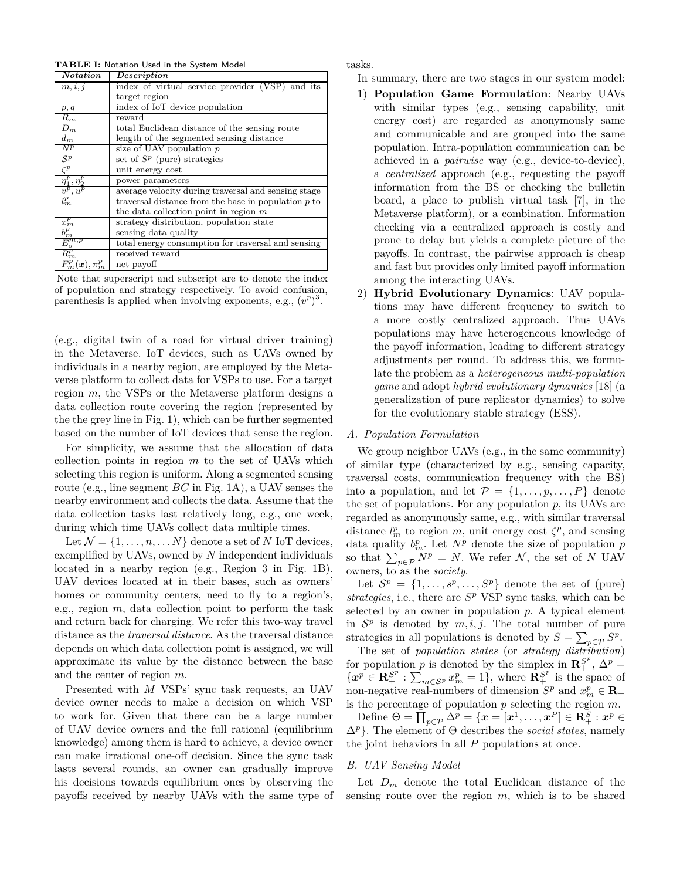**TABLE I:** Notation Used in the System Model

| *Notation* | *Description* |
|---|---|
| $m, i, j$ | index of virtual service provider (VSP) and its target region |
| $p, q$ | index of IoT device population |
| $R_m$ | reward |
| $D_m$ | total Euclidean distance of the sensing route |
| $d_m$ | length of the segmented sensing distance |
| $N^p$ | size of UAV population $p$ |
| $\mathcal{S}^p$ | set of $S^p$ (pure) strategies |
| $\zeta^p$ | unit energy cost |
| $\eta_1^p, \eta_2^p$ | power parameters |
| $v^p, u^p$ | average velocity during traversal and sensing stage |
| $l_m^p$ | traversal distance from the base in population $p$ to the data collection point in region $m$ |
| $x_m^p$ | strategy distribution, population state |
| $b_m^p$ | sensing data quality |
| $E_s^{m,p}$ | total energy consumption for traversal and sensing |
| $R_m^p$ | received reward |
| $F_m^p(\boldsymbol{x}), \pi_m^p$ | net payoff |

Note that superscript and subscript are to denote the index of population and strategy respectively. To avoid confusion, parenthesis is applied when involving exponents, e.g., $(v^p)^3$.

(e.g., digital twin of a road for virtual driver training) in the Metaverse. IoT devices, such as UAVs owned by individuals in a nearby region, are employed by the Metaverse platform to collect data for VSPs to use. For a target region $m$, the VSPs or the Metaverse platform designs a data collection route covering the region (represented by the the grey line in Fig. 1), which can be further segmented based on the number of IoT devices that sense the region.

For simplicity, we assume that the allocation of data collection points in region $m$ to the set of UAVs which selecting this region is uniform. Along a segmented sensing route (e.g., line segment $BC$ in Fig. 1A), a UAV senses the nearby environment and collects the data. Assume that the data collection tasks last relatively long, e.g., one week, during which time UAVs collect data multiple times.

Let $\mathcal{N} = \{1, \ldots, n, \ldots N\}$ denote a set of $N$ IoT devices, exemplified by UAVs, owned by $N$ independent individuals located in a nearby region (e.g., Region 3 in Fig. 1B). UAV devices located at in their bases, such as owners' homes or community centers, need to fly to a region's, e.g., region $m$, data collection point to perform the task and return back for charging. We refer this two-way travel distance as the *traversal distance*. As the traversal distance depends on which data collection point is assigned, we will approximate its value by the distance between the base and the center of region $m$.

Presented with $M$ VSPs' sync task requests, an UAV device owner needs to make a decision on which VSP to work for. Given that there can be a large number of UAV device owners and the full rational (equilibrium knowledge) among them is hard to achieve, a device owner can make irrational one-off decision. Since the sync task lasts several rounds, an owner can gradually improve his decisions towards equilibrium ones by observing the payoffs received by nearby UAVs with the same type of tasks.

In summary, there are two stages in our system model:

1) **Population Game Formulation**: Nearby UAVs with similar types (e.g., sensing capability, unit energy cost) are regarded as anonymously same and communicable and are grouped into the same population. Intra-population communication can be achieved in a *pairwise* way (e.g., device-to-device), a *centralized* approach (e.g., requesting the payoff information from the BS or checking the bulletin board, a place to publish virtual task [7], in the Metaverse platform), or a combination. Information checking via a centralized approach is costly and prone to delay but yields a complete picture of the payoffs. In contrast, the pairwise approach is cheap and fast but provides only limited payoff information among the interacting UAVs.
2) **Hybrid Evolutionary Dynamics**: UAV populations may have different frequency to switch to a more costly centralized approach. Thus UAVs populations may have heterogeneous knowledge of the payoff information, leading to different strategy adjustments per round. To address this, we formulate the problem as a *heterogeneous multi-population game* and adopt *hybrid evolutionary dynamics* [18] (a generalization of pure replicator dynamics) to solve for the evolutionary stable strategy (ESS).

### A. Population Formulation

We group neighbor UAVs (e.g., in the same community) of similar type (characterized by e.g., sensing capacity, traversal costs, communication frequency with the BS) into a population, and let $\mathcal{P} = \{1, \ldots, p, \ldots, P\}$ denote the set of populations. For any population $p$, its UAVs are regarded as anonymously same, e.g., with similar traversal distance $l_m^p$ to region $m$, unit energy cost $\zeta^p$, and sensing data quality $b_m^p$. Let $N^p$ denote the size of population $p$ so that $\sum_{p \in \mathcal{P}} N^p = N$. We refer $\mathcal{N}$, the set of $N$ UAV owners, to as the *society*.

Let $\mathcal{S}^p = \{1, \ldots, s^p, \ldots, S^p\}$ denote the set of (pure) *strategies*, i.e., there are $S^p$ VSP sync tasks, which can be selected by an owner in population $p$. A typical element in $\mathcal{S}^p$ is denoted by $m, i, j$. The total number of pure strategies in all populations is denoted by $S = \sum_{p \in \mathcal{P}} S^p$.

The set of *population states* (or *strategy distribution*) for population $p$ is denoted by the simplex in $\mathbf{R}_+^{S^p}$, $\Delta^p = \{\boldsymbol{x}^p \in \mathbf{R}_+^{S^p} : \sum_{m \in \mathcal{S}^p} x_m^p = 1\}$, where $\mathbf{R}_+^{S^p}$ is the space of non-negative real-numbers of dimension $S^p$ and $x_m^p \in \mathbf{R}_+$ is the percentage of population $p$ selecting the region $m$.

Define $\Theta = \prod_{p \in \mathcal{P}} \Delta^p = \{\boldsymbol{x} = [\boldsymbol{x}^1, \ldots, \boldsymbol{x}^P] \in \mathbf{R}_+^S : \boldsymbol{x}^p \in \Delta^p\}$. The element of $\Theta$ describes the *social states*, namely the joint behaviors in all $P$ populations at once.

### B. UAV Sensing Model

Let $D_m$ denote the total Euclidean distance of the sensing route over the region $m$, which is to be shared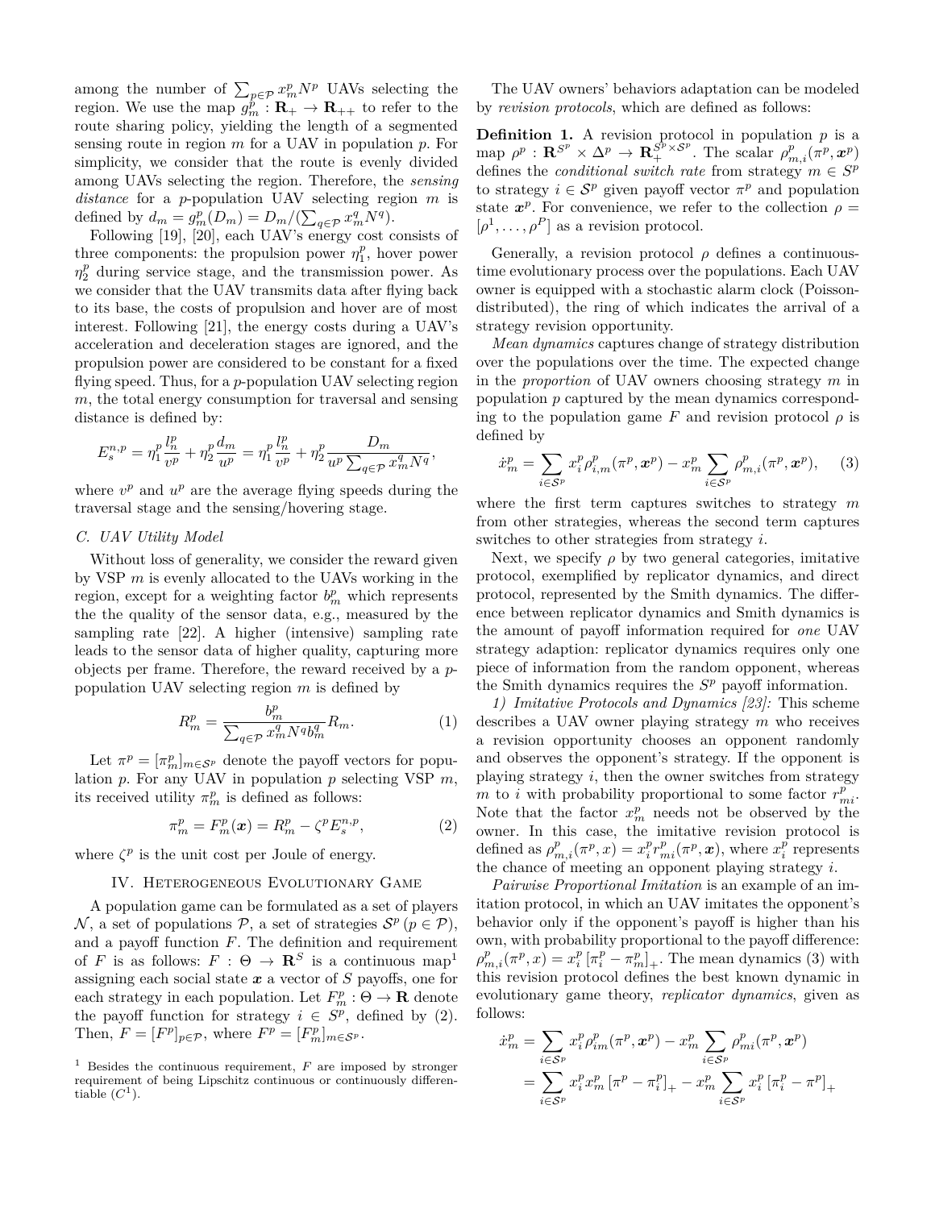among the number of $\sum_{p\in\mathcal{P}} x_m^p N^p$ UAVs selecting the region. We use the map $g_m^p : \mathbf{R}_+ \to \mathbf{R}_{++}$ to refer to the route sharing policy, yielding the length of a segmented sensing route in region $m$ for a UAV in population $p$. For simplicity, we consider that the route is evenly divided among UAVs selecting the region. Therefore, the *sensing distance* for a $p$-population UAV selecting region $m$ is defined by $d_m = g_m^p(D_m) = D_m/(\sum_{q\in\mathcal{P}} x_m^q N^q)$.

Following [19], [20], each UAV's energy cost consists of three components: the propulsion power $\eta_1^p$, hover power $\eta_2^p$ during service stage, and the transmission power. As we consider that the UAV transmits data after flying back to its base, the costs of propulsion and hover are of most interest. Following [21], the energy costs during a UAV's acceleration and deceleration stages are ignored, and the propulsion power are considered to be constant for a fixed flying speed. Thus, for a $p$-population UAV selecting region $m$, the total energy consumption for traversal and sensing distance is defined by:

$$E_s^{n,p} = \eta_1^p \frac{l_n^p}{v^p} + \eta_2^p \frac{d_m}{u^p} = \eta_1^p \frac{l_n^p}{v^p} + \eta_2^p \frac{D_m}{u^p \sum_{q\in\mathcal{P}} x_m^q N^q},$$

where $v^p$ and $u^p$ are the average flying speeds during the traversal stage and the sensing/hovering stage.

### C. UAV Utility Model

Without loss of generality, we consider the reward given by VSP $m$ is evenly allocated to the UAVs working in the region, except for a weighting factor $b_m^p$ which represents the the quality of the sensor data, e.g., measured by the sampling rate [22]. A higher (intensive) sampling rate leads to the sensor data of higher quality, capturing more objects per frame. Therefore, the reward received by a $p$-population UAV selecting region $m$ is defined by

$$R_m^p = \frac{b_m^p}{\sum_{q\in\mathcal{P}} x_m^q N^q b_m^q} R_m. \tag{1}$$

Let $\pi^p = [\pi_m^p]_{m\in\mathcal{S}^p}$ denote the payoff vectors for population $p$. For any UAV in population $p$ selecting VSP $m$, its received utility $\pi_m^p$ is defined as follows:

$$\pi_m^p = F_m^p(\boldsymbol{x}) = R_m^p - \zeta^p E_s^{n,p}, \tag{2}$$

where $\zeta^p$ is the unit cost per Joule of energy.

## IV. Heterogeneous Evolutionary Game

A population game can be formulated as a set of players $\mathcal{N}$, a set of populations $\mathcal{P}$, a set of strategies $\mathcal{S}^p$ ($p \in \mathcal{P}$), and a payoff function $F$. The definition and requirement of $F$ is as follows: $F : \Theta \to \mathbf{R}^S$ is a continuous map[1] assigning each social state $\boldsymbol{x}$ a vector of $S$ payoffs, one for each strategy in each population. Let $F_m^p : \Theta \to \mathbf{R}$ denote the payoff function for strategy $i \in S^p$, defined by (2). Then, $F = [F^p]_{p\in\mathcal{P}}$, where $F^p = [F_m^p]_{m\in\mathcal{S}^p}$.

[1] Besides the continuous requirement, $F$ are imposed by stronger requirement of being Lipschitz continuous or continuously differentiable ($C^1$).

The UAV owners' behaviors adaptation can be modeled by *revision protocols*, which are defined as follows:

**Definition 1.** A revision protocol in population $p$ is a map $\rho^p : \mathbf{R}^{S^p} \times \Delta^p \to \mathbf{R}_+^{S^p\times\mathcal{S}^p}$. The scalar $\rho_{m,i}^p(\pi^p, \boldsymbol{x}^p)$ defines the *conditional switch rate* from strategy $m \in S^p$ to strategy $i \in \mathcal{S}^p$ given payoff vector $\pi^p$ and population state $\boldsymbol{x}^p$. For convenience, we refer to the collection $\rho = [\rho^1, \ldots, \rho^P]$ as a revision protocol.

Generally, a revision protocol $\rho$ defines a continuous-time evolutionary process over the populations. Each UAV owner is equipped with a stochastic alarm clock (Poisson-distributed), the ring of which indicates the arrival of a strategy revision opportunity.

*Mean dynamics* captures change of strategy distribution over the populations over the time. The expected change in the *proportion* of UAV owners choosing strategy $m$ in population $p$ captured by the mean dynamics corresponding to the population game $F$ and revision protocol $\rho$ is defined by

$$\dot{x}_m^p = \sum_{i\in\mathcal{S}^p} x_i^p \rho_{i,m}^p(\pi^p, \boldsymbol{x}^p) - x_m^p \sum_{i\in\mathcal{S}^p} \rho_{m,i}^p(\pi^p, \boldsymbol{x}^p), \tag{3}$$

where the first term captures switches to strategy $m$ from other strategies, whereas the second term captures switches to other strategies from strategy $i$.

Next, we specify $\rho$ by two general categories, imitative protocol, exemplified by replicator dynamics, and direct protocol, represented by the Smith dynamics. The difference between replicator dynamics and Smith dynamics is the amount of payoff information required for *one* UAV strategy adaption: replicator dynamics requires only one piece of information from the random opponent, whereas the Smith dynamics requires the $S^p$ payoff information.

*1) Imitative Protocols and Dynamics [23]:* This scheme describes a UAV owner playing strategy $m$ who receives a revision opportunity chooses an opponent randomly and observes the opponent's strategy. If the opponent is playing strategy $i$, then the owner switches from strategy $m$ to $i$ with probability proportional to some factor $r_{mi}^p$. Note that the factor $x_m^p$ needs not be observed by the owner. In this case, the imitative revision protocol is defined as $\rho_{m,i}^p(\pi^p, x) = x_i^p r_{mi}^p(\pi^p, \boldsymbol{x})$, where $x_i^p$ represents the chance of meeting an opponent playing strategy $i$.

*Pairwise Proportional Imitation* is an example of an imitation protocol, in which an UAV imitates the opponent's behavior only if the opponent's payoff is higher than his own, with probability proportional to the payoff difference: $\rho_{m,i}^p(\pi^p, x) = x_i^p\,[\pi_i^p - \pi_m^p]_+$. The mean dynamics (3) with this revision protocol defines the best known dynamic in evolutionary game theory, *replicator dynamics*, given as follows:

$$\begin{aligned}
\dot{x}_m^p &= \sum_{i\in\mathcal{S}^p} x_i^p \rho_{im}^p(\pi^p, \boldsymbol{x}^p) - x_m^p \sum_{i\in\mathcal{S}^p} \rho_{mi}^p(\pi^p, \boldsymbol{x}^p) \\
&= \sum_{i\in\mathcal{S}^p} x_i^p x_m^p\,[\pi^p - \pi_i^p]_+ - x_m^p \sum_{i\in\mathcal{S}^p} x_i^p\,[\pi_i^p - \pi^p]_+
\end{aligned}$$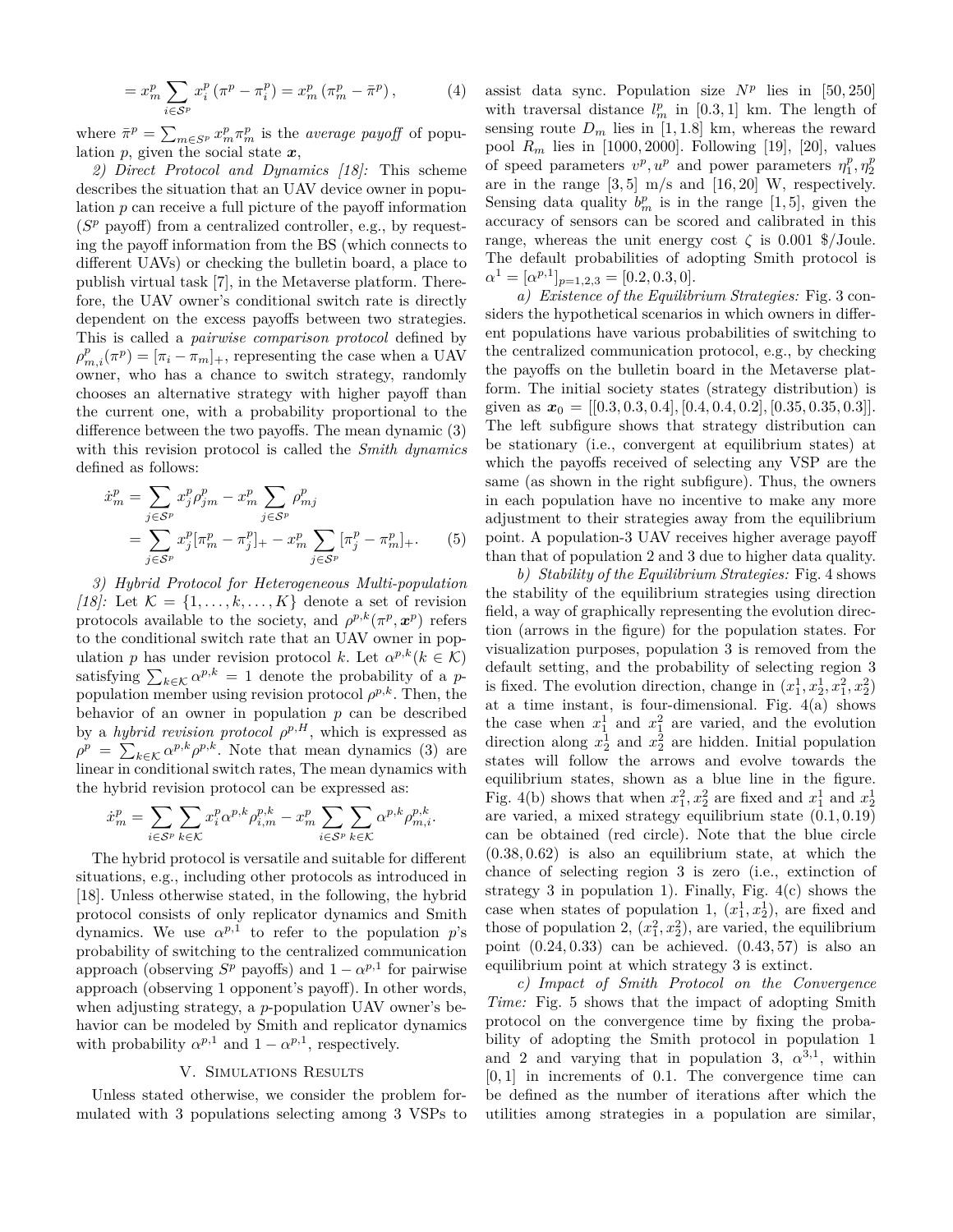$$= x_m^p \sum_{i\in\mathcal{S}^p} x_i^p \left(\pi^p - \pi_i^p\right) = x_m^p \left(\pi_m^p - \bar{\pi}^p\right), \qquad (4)$$

where $\bar{\pi}^p = \sum_{m\in\mathcal{S}^p} x_m^p \pi_m^p$ is the *average payoff* of population $p$, given the social state $\boldsymbol{x}$,

*2) Direct Protocol and Dynamics [18]:* This scheme describes the situation that an UAV device owner in population $p$ can receive a full picture of the payoff information ($S^p$ payoff) from a centralized controller, e.g., by requesting the payoff information from the BS (which connects to different UAVs) or checking the bulletin board, a place to publish virtual task [7], in the Metaverse platform. Therefore, the UAV owner's conditional switch rate is directly dependent on the excess payoffs between two strategies. This is called a *pairwise comparison protocol* defined by $\rho_{m,i}^p(\pi^p) = [\pi_i - \pi_m]_+$, representing the case when a UAV owner, who has a chance to switch strategy, randomly chooses an alternative strategy with higher payoff than the current one, with a probability proportional to the difference between the two payoffs. The mean dynamic (3) with this revision protocol is called the *Smith dynamics* defined as follows:

$$\begin{aligned}\dot{x}_m^p &= \sum_{j\in\mathcal{S}^p} x_j^p \rho_{jm}^p - x_m^p \sum_{j\in\mathcal{S}^p} \rho_{mj}^p \\ &= \sum_{j\in\mathcal{S}^p} x_j^p [\pi_m^p - \pi_j^p]_+ - x_m^p \sum_{j\in\mathcal{S}^p} [\pi_j^p - \pi_m^p]_+. \qquad (5)\end{aligned}$$

*3) Hybrid Protocol for Heterogeneous Multi-population [18]:* Let $\mathcal{K} = \{1, \ldots, k, \ldots, K\}$ denote a set of revision protocols available to the society, and $\rho^{p,k}(\pi^p, \boldsymbol{x}^p)$ refers to the conditional switch rate that an UAV owner in population $p$ has under revision protocol $k$. Let $\alpha^{p,k} (k \in \mathcal{K})$ satisfying $\sum_{k\in\mathcal{K}} \alpha^{p,k} = 1$ denote the probability of a $p$-population member using revision protocol $\rho^{p,k}$. Then, the behavior of an owner in population $p$ can be described by a *hybrid revision protocol* $\rho^{p,H}$, which is expressed as $\rho^p = \sum_{k\in\mathcal{K}} \alpha^{p,k}\rho^{p,k}$. Note that mean dynamics (3) are linear in conditional switch rates, The mean dynamics with the hybrid revision protocol can be expressed as:

$$\dot{x}_m^p = \sum_{i\in\mathcal{S}^p}\sum_{k\in\mathcal{K}} x_i^p \alpha^{p,k}\rho_{i,m}^{p,k} - x_m^p \sum_{i\in\mathcal{S}^p}\sum_{k\in\mathcal{K}} \alpha^{p,k}\rho_{m,i}^{p,k}.$$

The hybrid protocol is versatile and suitable for different situations, e.g., including other protocols as introduced in [18]. Unless otherwise stated, in the following, the hybrid protocol consists of only replicator dynamics and Smith dynamics. We use $\alpha^{p,1}$ to refer to the population $p$'s probability of switching to the centralized communication approach (observing $S^p$ payoffs) and $1 - \alpha^{p,1}$ for pairwise approach (observing 1 opponent's payoff). In other words, when adjusting strategy, a $p$-population UAV owner's behavior can be modeled by Smith and replicator dynamics with probability $\alpha^{p,1}$ and $1 - \alpha^{p,1}$, respectively.

## V. Simulations Results

Unless stated otherwise, we consider the problem formulated with 3 populations selecting among 3 VSPs to assist data sync. Population size $N^p$ lies in $[50, 250]$ with traversal distance $l_m^p$ in $[0.3, 1]$ km. The length of sensing route $D_m$ lies in $[1, 1.8]$ km, whereas the reward pool $R_m$ lies in $[1000, 2000]$. Following [19], [20], values of speed parameters $v^p, u^p$ and power parameters $\eta_1^p, \eta_2^p$ are in the range $[3, 5]$ m/s and $[16, 20]$ W, respectively. Sensing data quality $b_m^p$ is in the range $[1, 5]$, given the accuracy of sensors can be scored and calibrated in this range, whereas the unit energy cost $\zeta$ is 0.001 \$/Joule. The default probabilities of adopting Smith protocol is $\alpha^1 = [\alpha^{p,1}]_{p=1,2,3} = [0.2, 0.3, 0]$.

*a) Existence of the Equilibrium Strategies:* Fig. 3 considers the hypothetical scenarios in which owners in different populations have various probabilities of switching to the centralized communication protocol, e.g., by checking the payoffs on the bulletin board in the Metaverse platform. The initial society states (strategy distribution) is given as $\boldsymbol{x}_0 = [[0.3, 0.3, 0.4], [0.4, 0.4, 0.2], [0.35, 0.35, 0.3]]$. The left subfigure shows that strategy distribution can be stationary (i.e., convergent at equilibrium states) at which the payoffs received of selecting any VSP are the same (as shown in the right subfigure). Thus, the owners in each population have no incentive to make any more adjustment to their strategies away from the equilibrium point. A population-3 UAV receives higher average payoff than that of population 2 and 3 due to higher data quality.

*b) Stability of the Equilibrium Strategies:* Fig. 4 shows the stability of the equilibrium strategies using direction field, a way of graphically representing the evolution direction (arrows in the figure) for the population states. For visualization purposes, population 3 is removed from the default setting, and the probability of selecting region 3 is fixed. The evolution direction, change in $(x_1^1, x_2^1, x_1^2, x_2^2)$ at a time instant, is four-dimensional. Fig. 4(a) shows the case when $x_1^1$ and $x_1^2$ are varied, and the evolution direction along $x_2^1$ and $x_2^2$ are hidden. Initial population states will follow the arrows and evolve towards the equilibrium states, shown as a blue line in the figure. Fig. 4(b) shows that when $x_1^2, x_2^2$ are fixed and $x_1^1$ and $x_2^1$ are varied, a mixed strategy equilibrium state $(0.1, 0.19)$ can be obtained (red circle). Note that the blue circle $(0.38, 0.62)$ is also an equilibrium state, at which the chance of selecting region 3 is zero (i.e., extinction of strategy 3 in population 1). Finally, Fig. 4(c) shows the case when states of population 1, $(x_1^1, x_2^1)$, are fixed and those of population 2, $(x_1^2, x_2^2)$, are varied, the equilibrium point $(0.24, 0.33)$ can be achieved. $(0.43, 57)$ is also an equilibrium point at which strategy 3 is extinct.

*c) Impact of Smith Protocol on the Convergence Time:* Fig. 5 shows that the impact of adopting Smith protocol on the convergence time by fixing the probability of adopting the Smith protocol in population 1 and 2 and varying that in population 3, $\alpha^{3,1}$, within $[0, 1]$ in increments of 0.1. The convergence time can be defined as the number of iterations after which the utilities among strategies in a population are similar,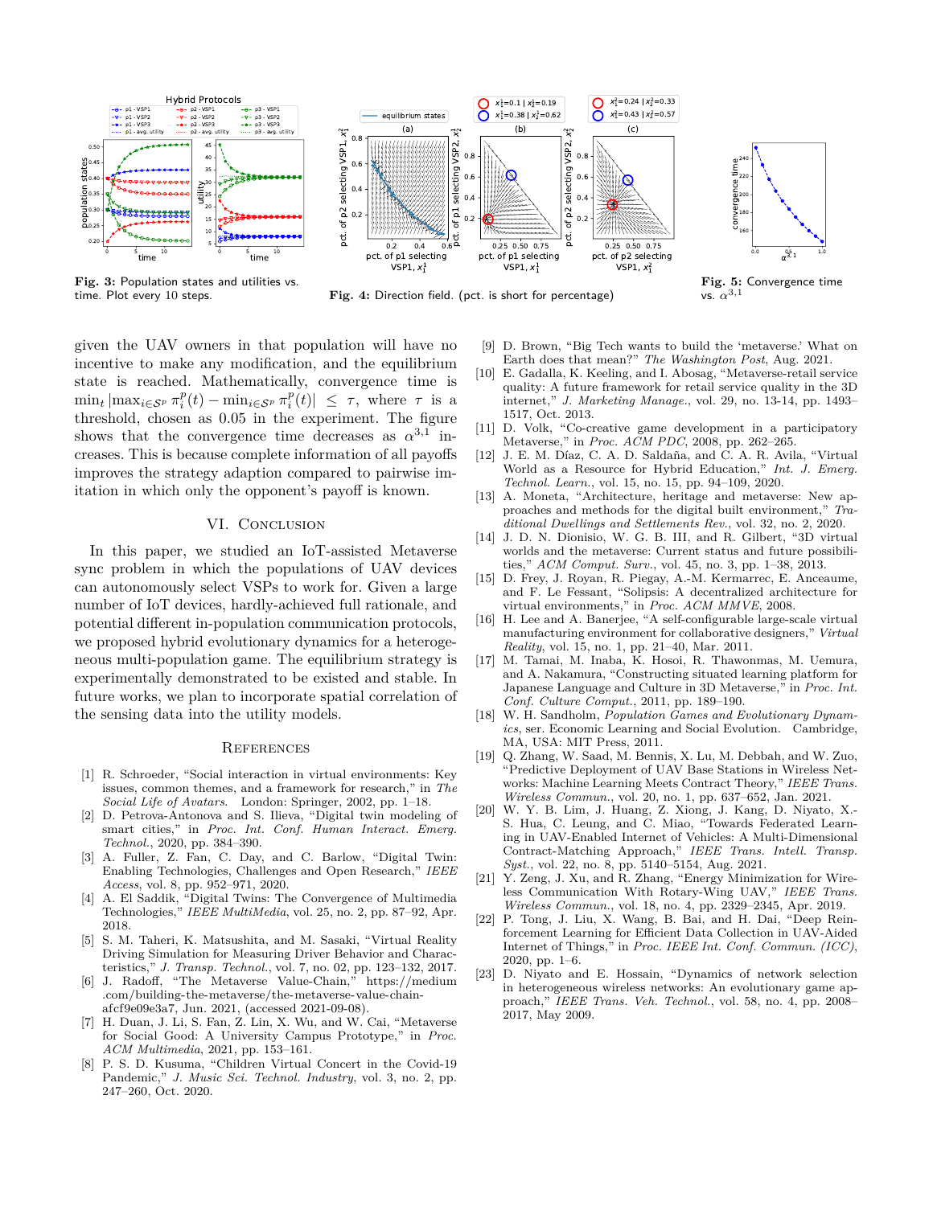Hybrid Protocols

p1 - VSP1, p1 - VSP2, p1 - VSP3, p1 - avg. utility, p2 - VSP1, p2 - VSP2, p2 - VSP3, p2 - avg. utility, p3 - VSP1, p3 - VSP2, p3 - VSP3, p3 - avg. utility

population states

time

utility

time

**Fig. 3:** Population states and utilities vs. time. Plot every 10 steps.

equilibrium states

(a) (b) (c)

$x_1^1$=0.1 | $x_1^2$=0.19

$x_1^1$=0.38 | $x_1^2$=0.62

$x_1^1$=0.24 | $x_1^2$=0.33

$x_1^1$=0.43 | $x_1^2$=0.57

pct. of p2 selecting VSP1, $x_1^2$

pct. of p1 selecting VSP1, $x_1^1$

pct. of p1 selecting VSP2, $x_2^1$

pct. of p2 selecting VSP2, $x_2^2$

pct. of p2 selecting VSP1, $x_1^2$

**Fig. 4:** Direction field. (pct. is short for percentage)

convergence time

$\alpha^{3,1}$

**Fig. 5:** Convergence time vs. $\alpha^{3,1}$

given the UAV owners in that population will have no incentive to make any modification, and the equilibrium state is reached. Mathematically, convergence time is $\min_t |\max_{i\in\mathcal{S}^p} \pi_i^p(t) - \min_{i\in\mathcal{S}^p} \pi_i^p(t)| \leq \tau$, where $\tau$ is a threshold, chosen as 0.05 in the experiment. The figure shows that the convergence time decreases as $\alpha^{3,1}$ increases. This is because complete information of all payoffs improves the strategy adaption compared to pairwise imitation in which only the opponent's payoff is known.

## VI. Conclusion

In this paper, we studied an IoT-assisted Metaverse sync problem in which the populations of UAV devices can autonomously select VSPs to work for. Given a large number of IoT devices, hardly-achieved full rationale, and potential different in-population communication protocols, we proposed hybrid evolutionary dynamics for a heterogeneous multi-population game. The equilibrium strategy is experimentally demonstrated to be existed and stable. In future works, we plan to incorporate spatial correlation of the sensing data into the utility models.

## References

[1] R. Schroeder, "Social interaction in virtual environments: Key issues, common themes, and a framework for research," in *The Social Life of Avatars*. London: Springer, 2002, pp. 1–18.

[2] D. Petrova-Antonova and S. Ilieva, "Digital twin modeling of smart cities," in *Proc. Int. Conf. Human Interact. Emerg. Technol.*, 2020, pp. 384–390.

[3] A. Fuller, Z. Fan, C. Day, and C. Barlow, "Digital Twin: Enabling Technologies, Challenges and Open Research," *IEEE Access*, vol. 8, pp. 952–971, 2020.

[4] A. El Saddik, "Digital Twins: The Convergence of Multimedia Technologies," *IEEE MultiMedia*, vol. 25, no. 2, pp. 87–92, Apr. 2018.

[5] S. M. Taheri, K. Matsushita, and M. Sasaki, "Virtual Reality Driving Simulation for Measuring Driver Behavior and Characteristics," *J. Transp. Technol.*, vol. 7, no. 02, pp. 123–132, 2017.

[6] J. Radoff, "The Metaverse Value-Chain," https://medium.com/building-the-metaverse/the-metaverse-value-chain-afcf9e09e3a7, Jun. 2021, (accessed 2021-09-08).

[7] H. Duan, J. Li, S. Fan, Z. Lin, X. Wu, and W. Cai, "Metaverse for Social Good: A University Campus Prototype," in *Proc. ACM Multimedia*, 2021, pp. 153–161.

[8] P. S. D. Kusuma, "Children Virtual Concert in the Covid-19 Pandemic," *J. Music Sci. Technol. Industry*, vol. 3, no. 2, pp. 247–260, Oct. 2020.

[9] D. Brown, "Big Tech wants to build the 'metaverse.' What on Earth does that mean?" *The Washington Post*, Aug. 2021.

[10] E. Gadalla, K. Keeling, and I. Abosag, "Metaverse-retail service quality: A future framework for retail service quality in the 3D internet," *J. Marketing Manage.*, vol. 29, no. 13-14, pp. 1493–1517, Oct. 2013.

[11] D. Volk, "Co-creative game development in a participatory Metaverse," in *Proc. ACM PDC*, 2008, pp. 262–265.

[12] J. E. M. Díaz, C. A. D. Saldaña, and C. A. R. Avila, "Virtual World as a Resource for Hybrid Education," *Int. J. Emerg. Technol. Learn.*, vol. 15, no. 15, pp. 94–109, 2020.

[13] A. Moneta, "Architecture, heritage and metaverse: New approaches and methods for the digital built environment," *Traditional Dwellings and Settlements Rev.*, vol. 32, no. 2, 2020.

[14] J. D. N. Dionisio, W. G. B. III, and R. Gilbert, "3D virtual worlds and the metaverse: Current status and future possibilities," *ACM Comput. Surv.*, vol. 45, no. 3, pp. 1–38, 2013.

[15] D. Frey, J. Royan, R. Piegay, A.-M. Kermarrec, E. Anceaume, and F. Le Fessant, "Solipsis: A decentralized architecture for virtual environments," in *Proc. ACM MMVE*, 2008.

[16] H. Lee and A. Banerjee, "A self-configurable large-scale virtual manufacturing environment for collaborative designers," *Virtual Reality*, vol. 15, no. 1, pp. 21–40, Mar. 2011.

[17] M. Tamai, M. Inaba, K. Hosoi, R. Thawonmas, M. Uemura, and A. Nakamura, "Constructing situated learning platform for Japanese Language and Culture in 3D Metaverse," in *Proc. Int. Conf. Culture Comput.*, 2011, pp. 189–190.

[18] W. H. Sandholm, *Population Games and Evolutionary Dynamics*, ser. Economic Learning and Social Evolution. Cambridge, MA, USA: MIT Press, 2011.

[19] Q. Zhang, W. Saad, M. Bennis, X. Lu, M. Debbah, and W. Zuo, "Predictive Deployment of UAV Base Stations in Wireless Networks: Machine Learning Meets Contract Theory," *IEEE Trans. Wireless Commun.*, vol. 20, no. 1, pp. 637–652, Jan. 2021.

[20] W. Y. B. Lim, J. Huang, Z. Xiong, J. Kang, D. Niyato, X.-S. Hua, C. Leung, and C. Miao, "Towards Federated Learning in UAV-Enabled Internet of Vehicles: A Multi-Dimensional Contract-Matching Approach," *IEEE Trans. Intell. Transp. Syst.*, vol. 22, no. 8, pp. 5140–5154, Aug. 2021.

[21] Y. Zeng, J. Xu, and R. Zhang, "Energy Minimization for Wireless Communication With Rotary-Wing UAV," *IEEE Trans. Wireless Commun.*, vol. 18, no. 4, pp. 2329–2345, Apr. 2019.

[22] P. Tong, J. Liu, X. Wang, B. Bai, and H. Dai, "Deep Reinforcement Learning for Efficient Data Collection in UAV-Aided Internet of Things," in *Proc. IEEE Int. Conf. Commun. (ICC)*, 2020, pp. 1–6.

[23] D. Niyato and E. Hossain, "Dynamics of network selection in heterogeneous wireless networks: An evolutionary game approach," *IEEE Trans. Veh. Technol.*, vol. 58, no. 4, pp. 2008–2017, May 2009.